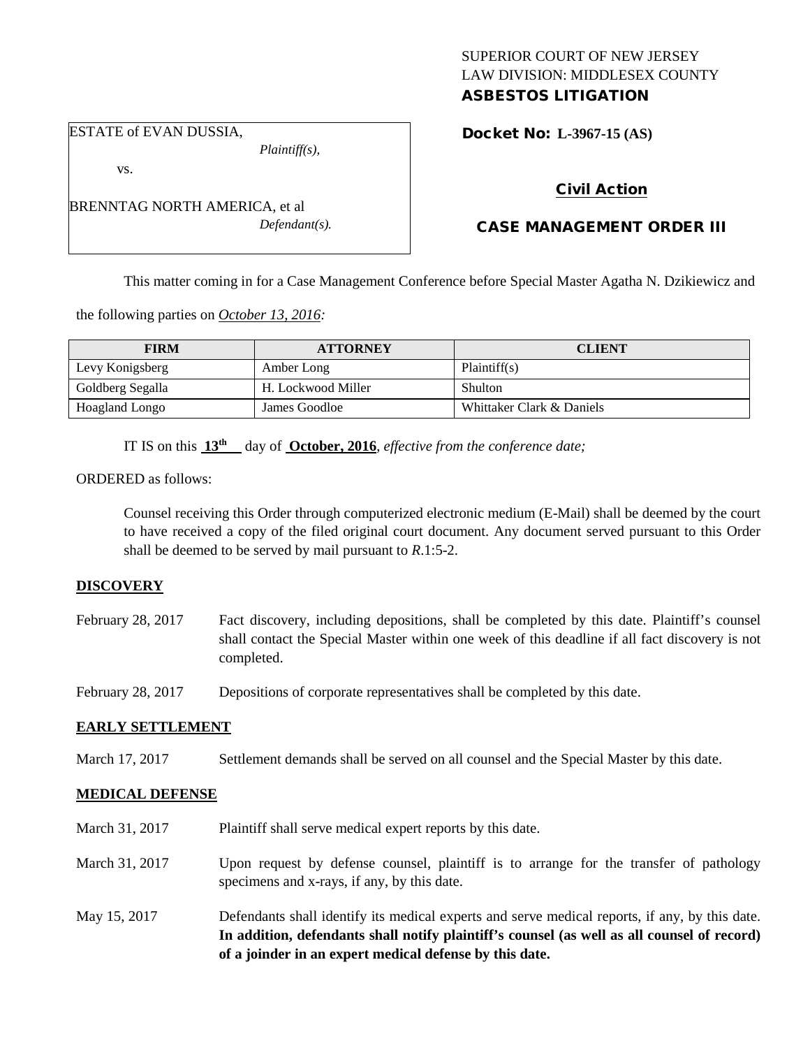SUPERIOR COURT OF NEW JERSEY
LAW DIVISION: MIDDLESEX COUNTY
**ASBESTOS LITIGATION**

ESTATE of EVAN DUSSIA,
*Plaintiff(s),*

vs.

BRENNTAG NORTH AMERICA, et al
*Defendant(s).*

**Docket No: L-3967-15 (AS)**

**Civil Action**

**CASE MANAGEMENT ORDER III**

This matter coming in for a Case Management Conference before Special Master Agatha N. Dzikiewicz and the following parties on *October 13, 2016:*

| FIRM | ATTORNEY | CLIENT |
|---|---|---|
| Levy Konigsberg | Amber Long | Plaintiff(s) |
| Goldberg Segalla | H. Lockwood Miller | Shulton |
| Hoagland Longo | James Goodloe | Whittaker Clark & Daniels |

IT IS on this **13th** day of **October, 2016**, *effective from the conference date;*

ORDERED as follows:

Counsel receiving this Order through computerized electronic medium (E-Mail) shall be deemed by the court to have received a copy of the filed original court document. Any document served pursuant to this Order shall be deemed to be served by mail pursuant to *R*.1:5-2.

**DISCOVERY**

February 28, 2017 — Fact discovery, including depositions, shall be completed by this date. Plaintiff's counsel shall contact the Special Master within one week of this deadline if all fact discovery is not completed.

February 28, 2017 — Depositions of corporate representatives shall be completed by this date.

**EARLY SETTLEMENT**

March 17, 2017 — Settlement demands shall be served on all counsel and the Special Master by this date.

**MEDICAL DEFENSE**

March 31, 2017 — Plaintiff shall serve medical expert reports by this date.

March 31, 2017 — Upon request by defense counsel, plaintiff is to arrange for the transfer of pathology specimens and x-rays, if any, by this date.

May 15, 2017 — Defendants shall identify its medical experts and serve medical reports, if any, by this date. **In addition, defendants shall notify plaintiff's counsel (as well as all counsel of record) of a joinder in an expert medical defense by this date.**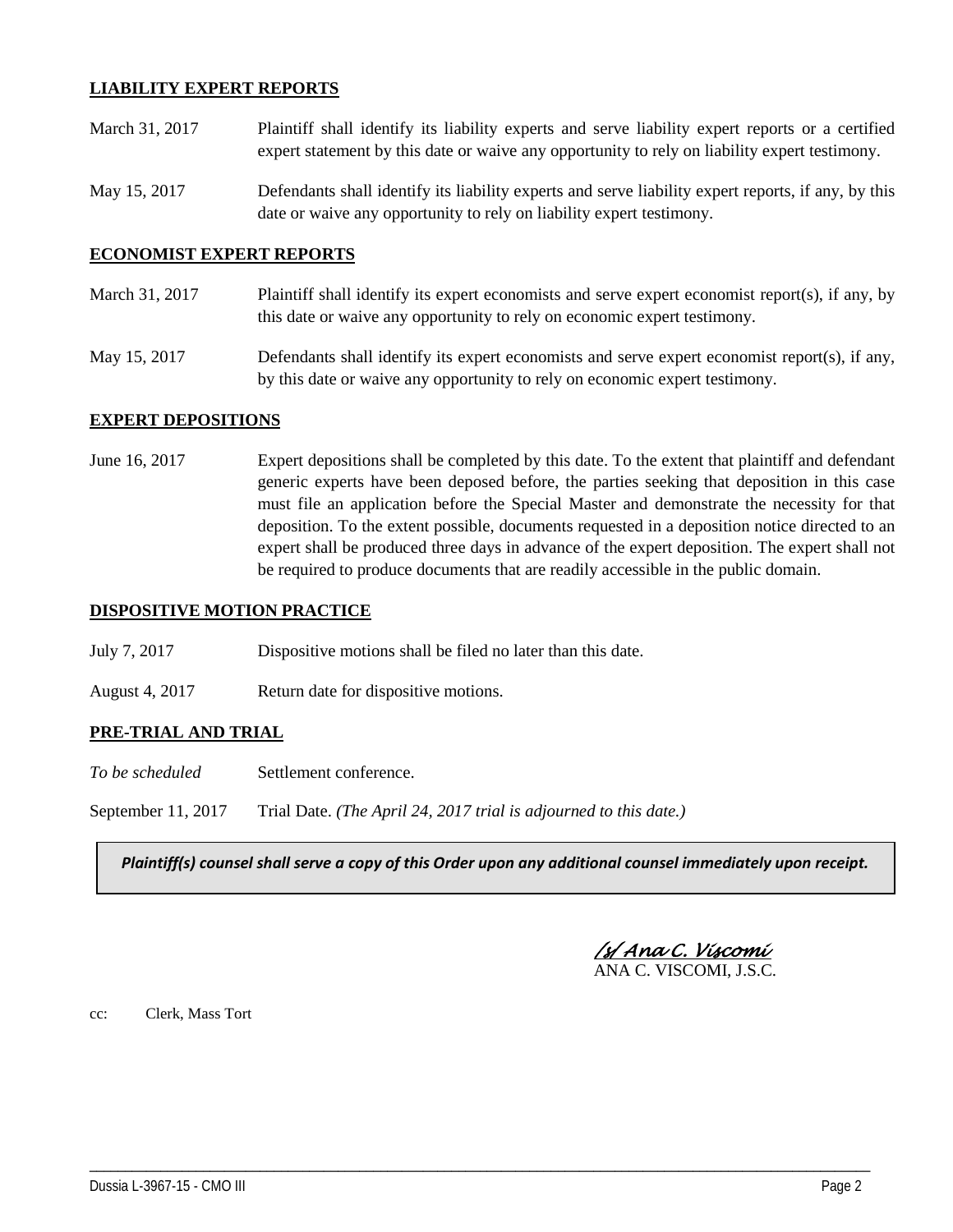**LIABILITY EXPERT REPORTS**

| | |
|---|---|
| March 31, 2017 | Plaintiff shall identify its liability experts and serve liability expert reports or a certified expert statement by this date or waive any opportunity to rely on liability expert testimony. |
| May 15, 2017 | Defendants shall identify its liability experts and serve liability expert reports, if any, by this date or waive any opportunity to rely on liability expert testimony. |

**ECONOMIST EXPERT REPORTS**

| | |
|---|---|
| March 31, 2017 | Plaintiff shall identify its expert economists and serve expert economist report(s), if any, by this date or waive any opportunity to rely on economic expert testimony. |
| May 15, 2017 | Defendants shall identify its expert economists and serve expert economist report(s), if any, by this date or waive any opportunity to rely on economic expert testimony. |

**EXPERT DEPOSITIONS**

| | |
|---|---|
| June 16, 2017 | Expert depositions shall be completed by this date. To the extent that plaintiff and defendant generic experts have been deposed before, the parties seeking that deposition in this case must file an application before the Special Master and demonstrate the necessity for that deposition. To the extent possible, documents requested in a deposition notice directed to an expert shall be produced three days in advance of the expert deposition. The expert shall not be required to produce documents that are readily accessible in the public domain. |

**DISPOSITIVE MOTION PRACTICE**

| | |
|---|---|
| July 7, 2017 | Dispositive motions shall be filed no later than this date. |
| August 4, 2017 | Return date for dispositive motions. |

**PRE-TRIAL AND TRIAL**

| | |
|---|---|
| *To be scheduled* | Settlement conference. |
| September 11, 2017 | Trial Date. *(The April 24, 2017 trial is adjourned to this date.)* |

***Plaintiff(s) counsel shall serve a copy of this Order upon any additional counsel immediately upon receipt.***

*/s/ Ana C. Viscomi*
ANA C. VISCOMI, J.S.C.

cc: Clerk, Mass Tort